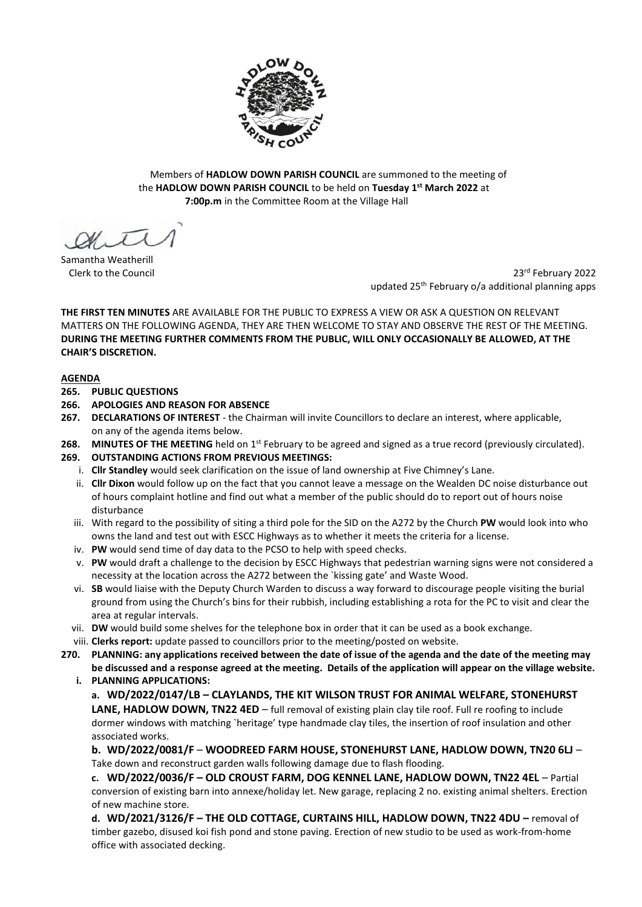Members of **HADLOW DOWN PARISH COUNCIL** are summoned to the meeting of the **HADLOW DOWN PARISH COUNCIL** to be held on **Tuesday 1st March 2022** at **7:00p.m** in the Committee Room at the Village Hall

Samantha Weatherill
Clerk to the Council

23rd February 2022
updated 25th February o/a additional planning apps

**THE FIRST TEN MINUTES** ARE AVAILABLE FOR THE PUBLIC TO EXPRESS A VIEW OR ASK A QUESTION ON RELEVANT MATTERS ON THE FOLLOWING AGENDA, THEY ARE THEN WELCOME TO STAY AND OBSERVE THE REST OF THE MEETING. **DURING THE MEETING FURTHER COMMENTS FROM THE PUBLIC, WILL ONLY OCCASIONALLY BE ALLOWED, AT THE CHAIR'S DISCRETION.**

## AGENDA

**265. PUBLIC QUESTIONS**

**266. APOLOGIES AND REASON FOR ABSENCE**

**267. DECLARATIONS OF INTEREST** - the Chairman will invite Councillors to declare an interest, where applicable, on any of the agenda items below.

**268. MINUTES OF THE MEETING** held on 1st February to be agreed and signed as a true record (previously circulated).

**269. OUTSTANDING ACTIONS FROM PREVIOUS MEETINGS:**

- i. **Cllr Standley** would seek clarification on the issue of land ownership at Five Chimney's Lane.
- ii. **Cllr Dixon** would follow up on the fact that you cannot leave a message on the Wealden DC noise disturbance out of hours complaint hotline and find out what a member of the public should do to report out of hours noise disturbance
- iii. With regard to the possibility of siting a third pole for the SID on the A272 by the Church **PW** would look into who owns the land and test out with ESCC Highways as to whether it meets the criteria for a license.
- iv. **PW** would send time of day data to the PCSO to help with speed checks.
- v. **PW** would draft a challenge to the decision by ESCC Highways that pedestrian warning signs were not considered a necessity at the location across the A272 between the `kissing gate' and Waste Wood.
- vi. **SB** would liaise with the Deputy Church Warden to discuss a way forward to discourage people visiting the burial ground from using the Church's bins for their rubbish, including establishing a rota for the PC to visit and clear the area at regular intervals.
- vii. **DW** would build some shelves for the telephone box in order that it can be used as a book exchange.
- viii. **Clerks report:** update passed to councillors prior to the meeting/posted on website.

**270. PLANNING: any applications received between the date of issue of the agenda and the date of the meeting may be discussed and a response agreed at the meeting. Details of the application will appear on the village website.**

**i. PLANNING APPLICATIONS:**

**a. WD/2022/0147/LB – CLAYLANDS, THE KIT WILSON TRUST FOR ANIMAL WELFARE, STONEHURST LANE, HADLOW DOWN, TN22 4ED** – full removal of existing plain clay tile roof. Full re roofing to include dormer windows with matching `heritage' type handmade clay tiles, the insertion of roof insulation and other associated works.

**b. WD/2022/0081/F – WOODREED FARM HOUSE, STONEHURST LANE, HADLOW DOWN, TN20 6LJ** – Take down and reconstruct garden walls following damage due to flash flooding.

**c. WD/2022/0036/F – OLD CROUST FARM, DOG KENNEL LANE, HADLOW DOWN, TN22 4EL** – Partial conversion of existing barn into annexe/holiday let. New garage, replacing 2 no. existing animal shelters. Erection of new machine store.

**d. WD/2021/3126/F – THE OLD COTTAGE, CURTAINS HILL, HADLOW DOWN, TN22 4DU –** removal of timber gazebo, disused koi fish pond and stone paving. Erection of new studio to be used as work-from-home office with associated decking.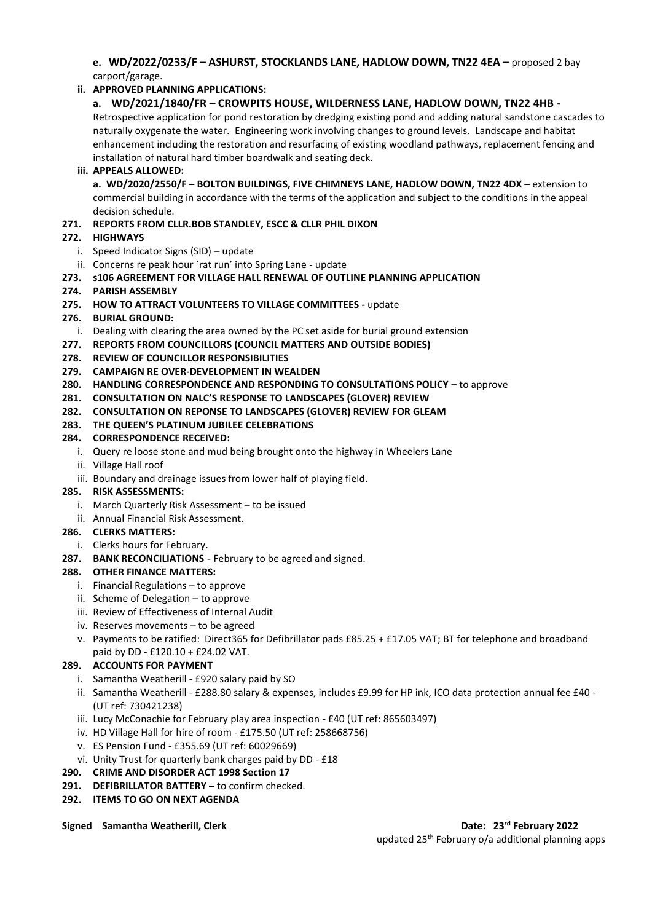**e. WD/2022/0233/F – ASHURST, STOCKLANDS LANE, HADLOW DOWN, TN22 4EA –** proposed 2 bay carport/garage.

**ii. APPROVED PLANNING APPLICATIONS:**

**a. WD/2021/1840/FR – CROWPITS HOUSE, WILDERNESS LANE, HADLOW DOWN, TN22 4HB -** Retrospective application for pond restoration by dredging existing pond and adding natural sandstone cascades to naturally oxygenate the water. Engineering work involving changes to ground levels. Landscape and habitat enhancement including the restoration and resurfacing of existing woodland pathways, replacement fencing and installation of natural hard timber boardwalk and seating deck.

**iii. APPEALS ALLOWED:**

**a. WD/2020/2550/F – BOLTON BUILDINGS, FIVE CHIMNEYS LANE, HADLOW DOWN, TN22 4DX –** extension to commercial building in accordance with the terms of the application and subject to the conditions in the appeal decision schedule.

**271. REPORTS FROM CLLR.BOB STANDLEY, ESCC & CLLR PHIL DIXON**

**272. HIGHWAYS**

i. Speed Indicator Signs (SID) – update
ii. Concerns re peak hour `rat run' into Spring Lane - update

**273. s106 AGREEMENT FOR VILLAGE HALL RENEWAL OF OUTLINE PLANNING APPLICATION**

**274. PARISH ASSEMBLY**

**275. HOW TO ATTRACT VOLUNTEERS TO VILLAGE COMMITTEES -** update

**276. BURIAL GROUND:**

i. Dealing with clearing the area owned by the PC set aside for burial ground extension

**277. REPORTS FROM COUNCILLORS (COUNCIL MATTERS AND OUTSIDE BODIES)**

**278. REVIEW OF COUNCILLOR RESPONSIBILITIES**

**279. CAMPAIGN RE OVER-DEVELOPMENT IN WEALDEN**

**280. HANDLING CORRESPONDENCE AND RESPONDING TO CONSULTATIONS POLICY –** to approve

**281. CONSULTATION ON NALC'S RESPONSE TO LANDSCAPES (GLOVER) REVIEW**

**282. CONSULTATION ON REPONSE TO LANDSCAPES (GLOVER) REVIEW FOR GLEAM**

**283. THE QUEEN'S PLATINUM JUBILEE CELEBRATIONS**

**284. CORRESPONDENCE RECEIVED:**

i. Query re loose stone and mud being brought onto the highway in Wheelers Lane
ii. Village Hall roof
iii. Boundary and drainage issues from lower half of playing field.

**285. RISK ASSESSMENTS:**

i. March Quarterly Risk Assessment – to be issued
ii. Annual Financial Risk Assessment.

**286. CLERKS MATTERS:**

i. Clerks hours for February.

**287. BANK RECONCILIATIONS -** February to be agreed and signed.

**288. OTHER FINANCE MATTERS:**

i. Financial Regulations – to approve
ii. Scheme of Delegation – to approve
iii. Review of Effectiveness of Internal Audit
iv. Reserves movements – to be agreed
v. Payments to be ratified: Direct365 for Defibrillator pads £85.25 + £17.05 VAT; BT for telephone and broadband paid by DD - £120.10 + £24.02 VAT.

**289. ACCOUNTS FOR PAYMENT**

i. Samantha Weatherill - £920 salary paid by SO
ii. Samantha Weatherill - £288.80 salary & expenses, includes £9.99 for HP ink, ICO data protection annual fee £40 - (UT ref: 730421238)
iii. Lucy McConachie for February play area inspection - £40 (UT ref: 865603497)
iv. HD Village Hall for hire of room - £175.50 (UT ref: 258668756)
v. ES Pension Fund - £355.69 (UT ref: 60029669)
vi. Unity Trust for quarterly bank charges paid by DD - £18

**290. CRIME AND DISORDER ACT 1998 Section 17**

**291. DEFIBRILLATOR BATTERY –** to confirm checked.

**292. ITEMS TO GO ON NEXT AGENDA**

**Signed Samantha Weatherill, Clerk** **Date: 23rd February 2022**

updated 25th February o/a additional planning apps